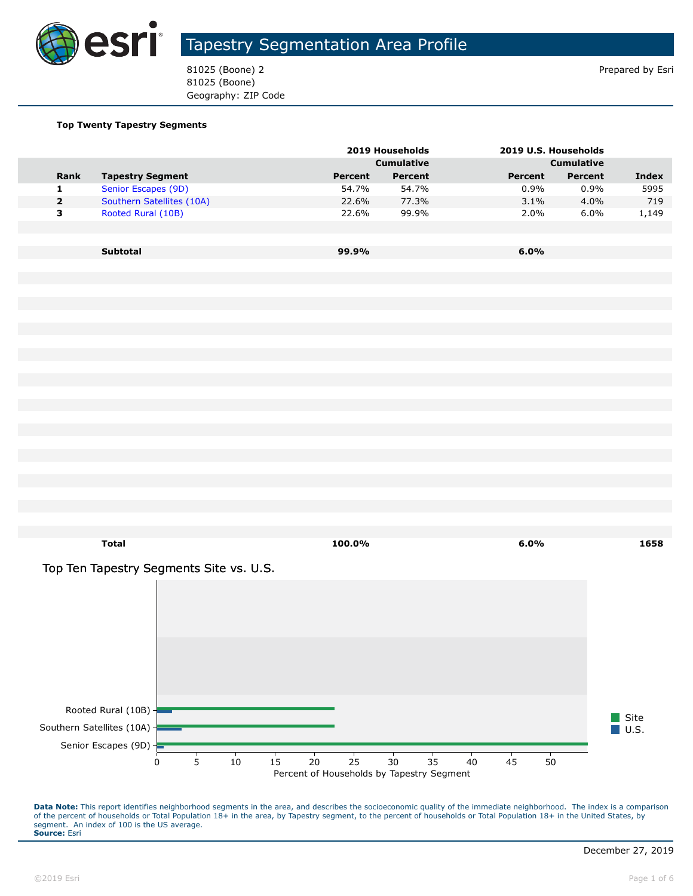# Tapestry Segmentation Area Profile

81025 (Boone) 2
81025 (Boone)
Geography: ZIP Code

Prepared by Esri

**Top Twenty Tapestry Segments**

| | | 2019 Households | | 2019 U.S. Households | | |
|---|---|---|---|---|---|---|
| | | | Cumulative | | Cumulative | |
| **Rank** | **Tapestry Segment** | **Percent** | **Percent** | **Percent** | **Percent** | **Index** |
| 1 | Senior Escapes (9D) | 54.7% | 54.7% | 0.9% | 0.9% | 5995 |
| 2 | Southern Satellites (10A) | 22.6% | 77.3% | 3.1% | 4.0% | 719 |
| 3 | Rooted Rural (10B) | 22.6% | 99.9% | 2.0% | 6.0% | 1,149 |
| | **Subtotal** | **99.9%** | | **6.0%** | | |
| | **Total** | **100.0%** | | **6.0%** | | **1658** |

## Top Ten Tapestry Segments Site vs. U.S.

| Tapestry Segment | Site | U.S. |
|---|---|---|
| Senior Escapes (9D) | 54.7% | 0.9% |
| Southern Satellites (10A) | 22.6% | 3.1% |
| Rooted Rural (10B) | 22.6% | 2.0% |

Percent of Households by Tapestry Segment

**Data Note:** This report identifies neighborhood segments in the area, and describes the socioeconomic quality of the immediate neighborhood. The index is a comparison of the percent of households or Total Population 18+ in the area, by Tapestry segment, to the percent of households or Total Population 18+ in the United States, by segment. An index of 100 is the US average.
**Source:** Esri

December 27, 2019

©2019 Esri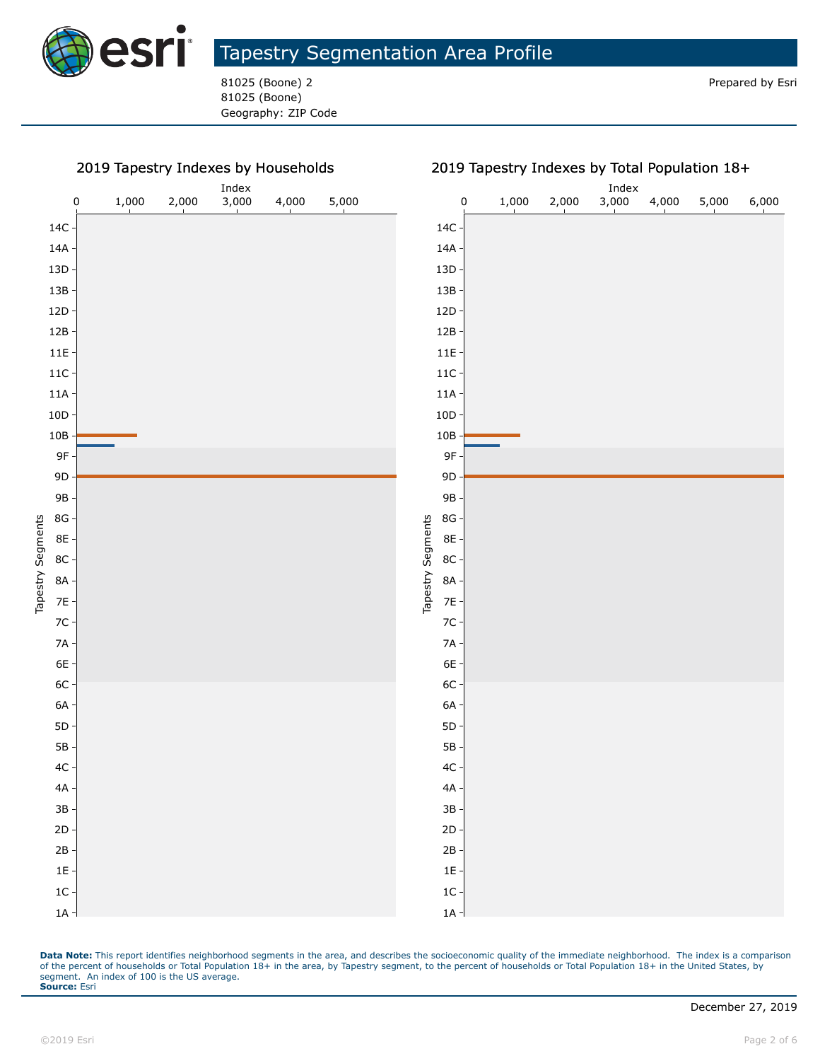# Tapestry Segmentation Area Profile

81025 (Boone) 2
81025 (Boone)
Geography: ZIP Code

Prepared by Esri

## 2019 Tapestry Indexes by Households

## 2019 Tapestry Indexes by Total Population 18+

**Data Note:** This report identifies neighborhood segments in the area, and describes the socioeconomic quality of the immediate neighborhood. The index is a comparison of the percent of households or Total Population 18+ in the area, by Tapestry segment, to the percent of households or Total Population 18+ in the United States, by segment. An index of 100 is the US average.
**Source:** Esri

December 27, 2019

©2019 Esri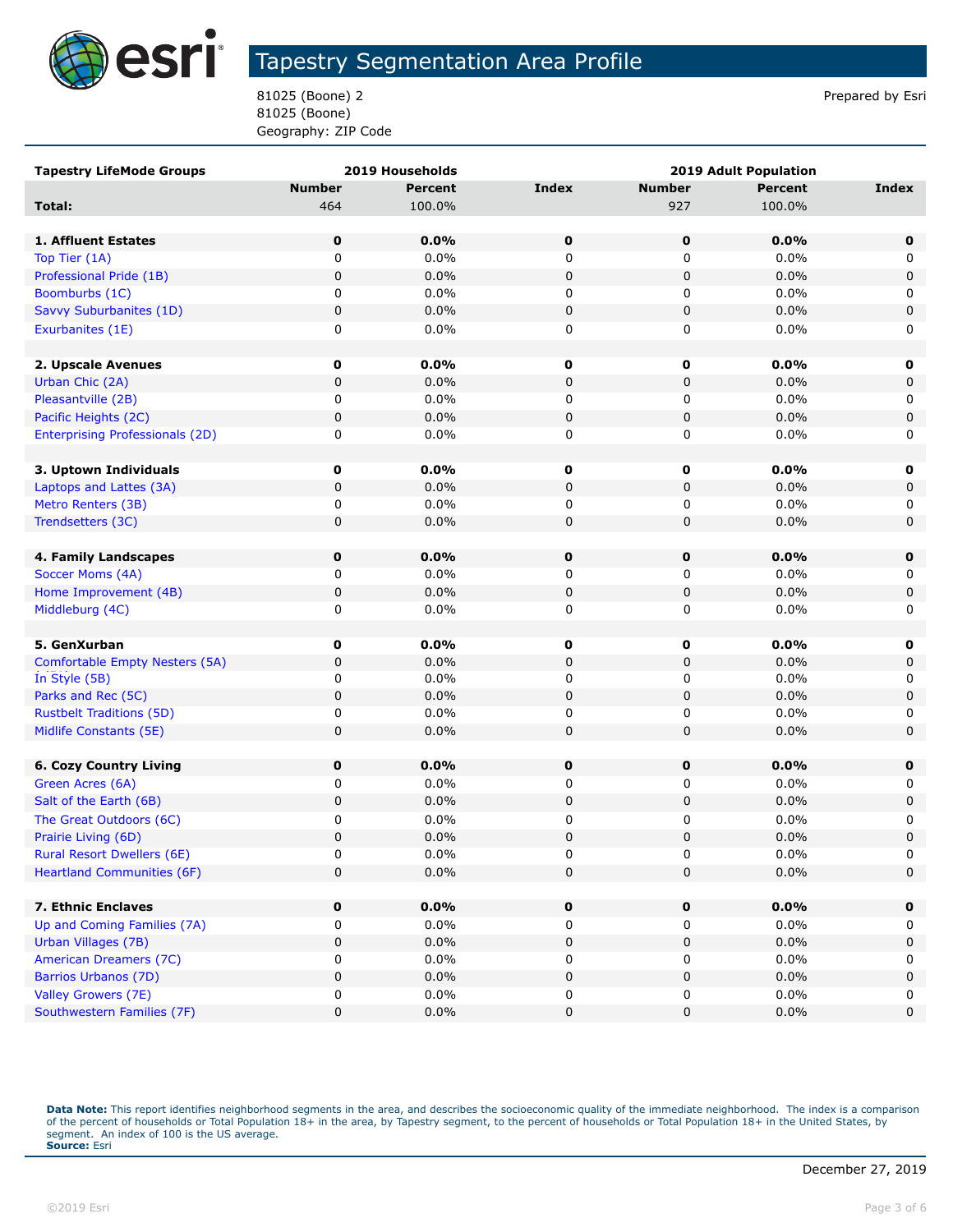# Tapestry Segmentation Area Profile

81025 (Boone) 2
81025 (Boone)
Geography: ZIP Code

Prepared by Esri

| Tapestry LifeMode Groups | 2019 Households | | | 2019 Adult Population | | |
|---|---|---|---|---|---|---|
| | Number | Percent | Index | Number | Percent | Index |
| **Total:** | 464 | 100.0% | | 927 | 100.0% | |
| | | | | | | |
| **1. Affluent Estates** | **0** | **0.0%** | **0** | **0** | **0.0%** | **0** |
| Top Tier (1A) | 0 | 0.0% | 0 | 0 | 0.0% | 0 |
| Professional Pride (1B) | 0 | 0.0% | 0 | 0 | 0.0% | 0 |
| Boomburbs (1C) | 0 | 0.0% | 0 | 0 | 0.0% | 0 |
| Savvy Suburbanites (1D) | 0 | 0.0% | 0 | 0 | 0.0% | 0 |
| Exurbanites (1E) | 0 | 0.0% | 0 | 0 | 0.0% | 0 |
| | | | | | | |
| **2. Upscale Avenues** | **0** | **0.0%** | **0** | **0** | **0.0%** | **0** |
| Urban Chic (2A) | 0 | 0.0% | 0 | 0 | 0.0% | 0 |
| Pleasantville (2B) | 0 | 0.0% | 0 | 0 | 0.0% | 0 |
| Pacific Heights (2C) | 0 | 0.0% | 0 | 0 | 0.0% | 0 |
| Enterprising Professionals (2D) | 0 | 0.0% | 0 | 0 | 0.0% | 0 |
| | | | | | | |
| **3. Uptown Individuals** | **0** | **0.0%** | **0** | **0** | **0.0%** | **0** |
| Laptops and Lattes (3A) | 0 | 0.0% | 0 | 0 | 0.0% | 0 |
| Metro Renters (3B) | 0 | 0.0% | 0 | 0 | 0.0% | 0 |
| Trendsetters (3C) | 0 | 0.0% | 0 | 0 | 0.0% | 0 |
| | | | | | | |
| **4. Family Landscapes** | **0** | **0.0%** | **0** | **0** | **0.0%** | **0** |
| Soccer Moms (4A) | 0 | 0.0% | 0 | 0 | 0.0% | 0 |
| Home Improvement (4B) | 0 | 0.0% | 0 | 0 | 0.0% | 0 |
| Middleburg (4C) | 0 | 0.0% | 0 | 0 | 0.0% | 0 |
| | | | | | | |
| **5. GenXurban** | **0** | **0.0%** | **0** | **0** | **0.0%** | **0** |
| Comfortable Empty Nesters (5A) | 0 | 0.0% | 0 | 0 | 0.0% | 0 |
| In Style (5B) | 0 | 0.0% | 0 | 0 | 0.0% | 0 |
| Parks and Rec (5C) | 0 | 0.0% | 0 | 0 | 0.0% | 0 |
| Rustbelt Traditions (5D) | 0 | 0.0% | 0 | 0 | 0.0% | 0 |
| Midlife Constants (5E) | 0 | 0.0% | 0 | 0 | 0.0% | 0 |
| | | | | | | |
| **6. Cozy Country Living** | **0** | **0.0%** | **0** | **0** | **0.0%** | **0** |
| Green Acres (6A) | 0 | 0.0% | 0 | 0 | 0.0% | 0 |
| Salt of the Earth (6B) | 0 | 0.0% | 0 | 0 | 0.0% | 0 |
| The Great Outdoors (6C) | 0 | 0.0% | 0 | 0 | 0.0% | 0 |
| Prairie Living (6D) | 0 | 0.0% | 0 | 0 | 0.0% | 0 |
| Rural Resort Dwellers (6E) | 0 | 0.0% | 0 | 0 | 0.0% | 0 |
| Heartland Communities (6F) | 0 | 0.0% | 0 | 0 | 0.0% | 0 |
| | | | | | | |
| **7. Ethnic Enclaves** | **0** | **0.0%** | **0** | **0** | **0.0%** | **0** |
| Up and Coming Families (7A) | 0 | 0.0% | 0 | 0 | 0.0% | 0 |
| Urban Villages (7B) | 0 | 0.0% | 0 | 0 | 0.0% | 0 |
| American Dreamers (7C) | 0 | 0.0% | 0 | 0 | 0.0% | 0 |
| Barrios Urbanos (7D) | 0 | 0.0% | 0 | 0 | 0.0% | 0 |
| Valley Growers (7E) | 0 | 0.0% | 0 | 0 | 0.0% | 0 |
| Southwestern Families (7F) | 0 | 0.0% | 0 | 0 | 0.0% | 0 |

**Data Note:** This report identifies neighborhood segments in the area, and describes the socioeconomic quality of the immediate neighborhood. The index is a comparison of the percent of households or Total Population 18+ in the area, by Tapestry segment, to the percent of households or Total Population 18+ in the United States, by segment. An index of 100 is the US average.
**Source:** Esri

December 27, 2019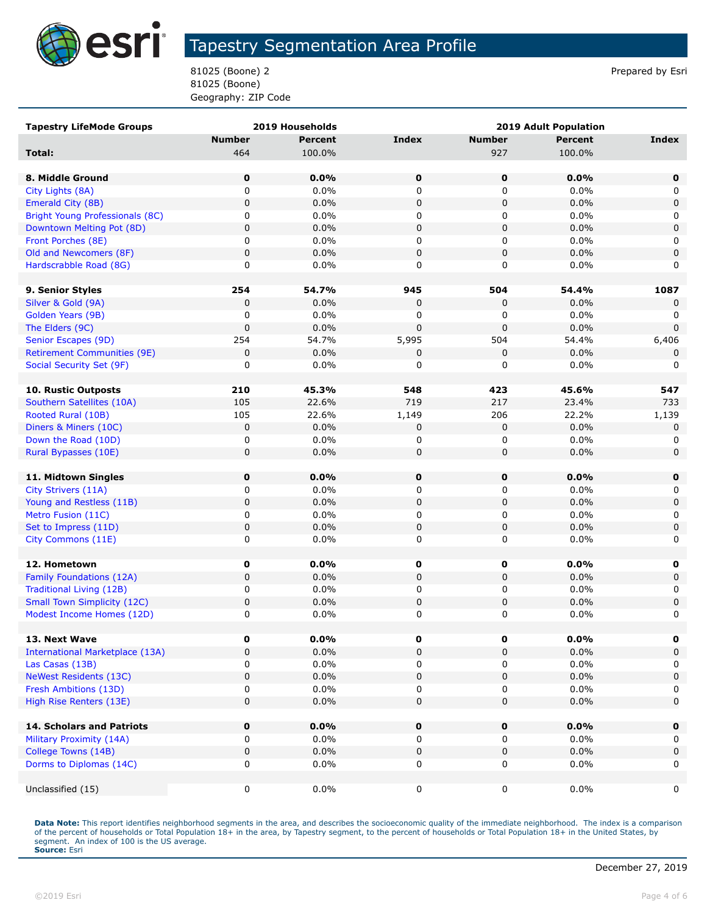# Tapestry Segmentation Area Profile

81025 (Boone) 2
81025 (Boone)
Geography: ZIP Code

Prepared by Esri

| Tapestry LifeMode Groups | 2019 Households | | | 2019 Adult Population | | |
|---|---|---|---|---|---|---|
| | Number | Percent | Index | Number | Percent | Index |
| **Total:** | 464 | 100.0% | | 927 | 100.0% | |
| | | | | | | |
| **8. Middle Ground** | **0** | **0.0%** | **0** | **0** | **0.0%** | **0** |
| City Lights (8A) | 0 | 0.0% | 0 | 0 | 0.0% | 0 |
| Emerald City (8B) | 0 | 0.0% | 0 | 0 | 0.0% | 0 |
| Bright Young Professionals (8C) | 0 | 0.0% | 0 | 0 | 0.0% | 0 |
| Downtown Melting Pot (8D) | 0 | 0.0% | 0 | 0 | 0.0% | 0 |
| Front Porches (8E) | 0 | 0.0% | 0 | 0 | 0.0% | 0 |
| Old and Newcomers (8F) | 0 | 0.0% | 0 | 0 | 0.0% | 0 |
| Hardscrabble Road (8G) | 0 | 0.0% | 0 | 0 | 0.0% | 0 |
| | | | | | | |
| **9. Senior Styles** | **254** | **54.7%** | **945** | **504** | **54.4%** | **1087** |
| Silver & Gold (9A) | 0 | 0.0% | 0 | 0 | 0.0% | 0 |
| Golden Years (9B) | 0 | 0.0% | 0 | 0 | 0.0% | 0 |
| The Elders (9C) | 0 | 0.0% | 0 | 0 | 0.0% | 0 |
| Senior Escapes (9D) | 254 | 54.7% | 5,995 | 504 | 54.4% | 6,406 |
| Retirement Communities (9E) | 0 | 0.0% | 0 | 0 | 0.0% | 0 |
| Social Security Set (9F) | 0 | 0.0% | 0 | 0 | 0.0% | 0 |
| | | | | | | |
| **10. Rustic Outposts** | **210** | **45.3%** | **548** | **423** | **45.6%** | **547** |
| Southern Satellites (10A) | 105 | 22.6% | 719 | 217 | 23.4% | 733 |
| Rooted Rural (10B) | 105 | 22.6% | 1,149 | 206 | 22.2% | 1,139 |
| Diners & Miners (10C) | 0 | 0.0% | 0 | 0 | 0.0% | 0 |
| Down the Road (10D) | 0 | 0.0% | 0 | 0 | 0.0% | 0 |
| Rural Bypasses (10E) | 0 | 0.0% | 0 | 0 | 0.0% | 0 |
| | | | | | | |
| **11. Midtown Singles** | **0** | **0.0%** | **0** | **0** | **0.0%** | **0** |
| City Strivers (11A) | 0 | 0.0% | 0 | 0 | 0.0% | 0 |
| Young and Restless (11B) | 0 | 0.0% | 0 | 0 | 0.0% | 0 |
| Metro Fusion (11C) | 0 | 0.0% | 0 | 0 | 0.0% | 0 |
| Set to Impress (11D) | 0 | 0.0% | 0 | 0 | 0.0% | 0 |
| City Commons (11E) | 0 | 0.0% | 0 | 0 | 0.0% | 0 |
| | | | | | | |
| **12. Hometown** | **0** | **0.0%** | **0** | **0** | **0.0%** | **0** |
| Family Foundations (12A) | 0 | 0.0% | 0 | 0 | 0.0% | 0 |
| Traditional Living (12B) | 0 | 0.0% | 0 | 0 | 0.0% | 0 |
| Small Town Simplicity (12C) | 0 | 0.0% | 0 | 0 | 0.0% | 0 |
| Modest Income Homes (12D) | 0 | 0.0% | 0 | 0 | 0.0% | 0 |
| | | | | | | |
| **13. Next Wave** | **0** | **0.0%** | **0** | **0** | **0.0%** | **0** |
| International Marketplace (13A) | 0 | 0.0% | 0 | 0 | 0.0% | 0 |
| Las Casas (13B) | 0 | 0.0% | 0 | 0 | 0.0% | 0 |
| NeWest Residents (13C) | 0 | 0.0% | 0 | 0 | 0.0% | 0 |
| Fresh Ambitions (13D) | 0 | 0.0% | 0 | 0 | 0.0% | 0 |
| High Rise Renters (13E) | 0 | 0.0% | 0 | 0 | 0.0% | 0 |
| | | | | | | |
| **14. Scholars and Patriots** | **0** | **0.0%** | **0** | **0** | **0.0%** | **0** |
| Military Proximity (14A) | 0 | 0.0% | 0 | 0 | 0.0% | 0 |
| College Towns (14B) | 0 | 0.0% | 0 | 0 | 0.0% | 0 |
| Dorms to Diplomas (14C) | 0 | 0.0% | 0 | 0 | 0.0% | 0 |
| | | | | | | |
| Unclassified (15) | 0 | 0.0% | 0 | 0 | 0.0% | 0 |

**Data Note:** This report identifies neighborhood segments in the area, and describes the socioeconomic quality of the immediate neighborhood. The index is a comparison of the percent of households or Total Population 18+ in the area, by Tapestry segment, to the percent of households or Total Population 18+ in the United States, by segment. An index of 100 is the US average.
**Source:** Esri

December 27, 2019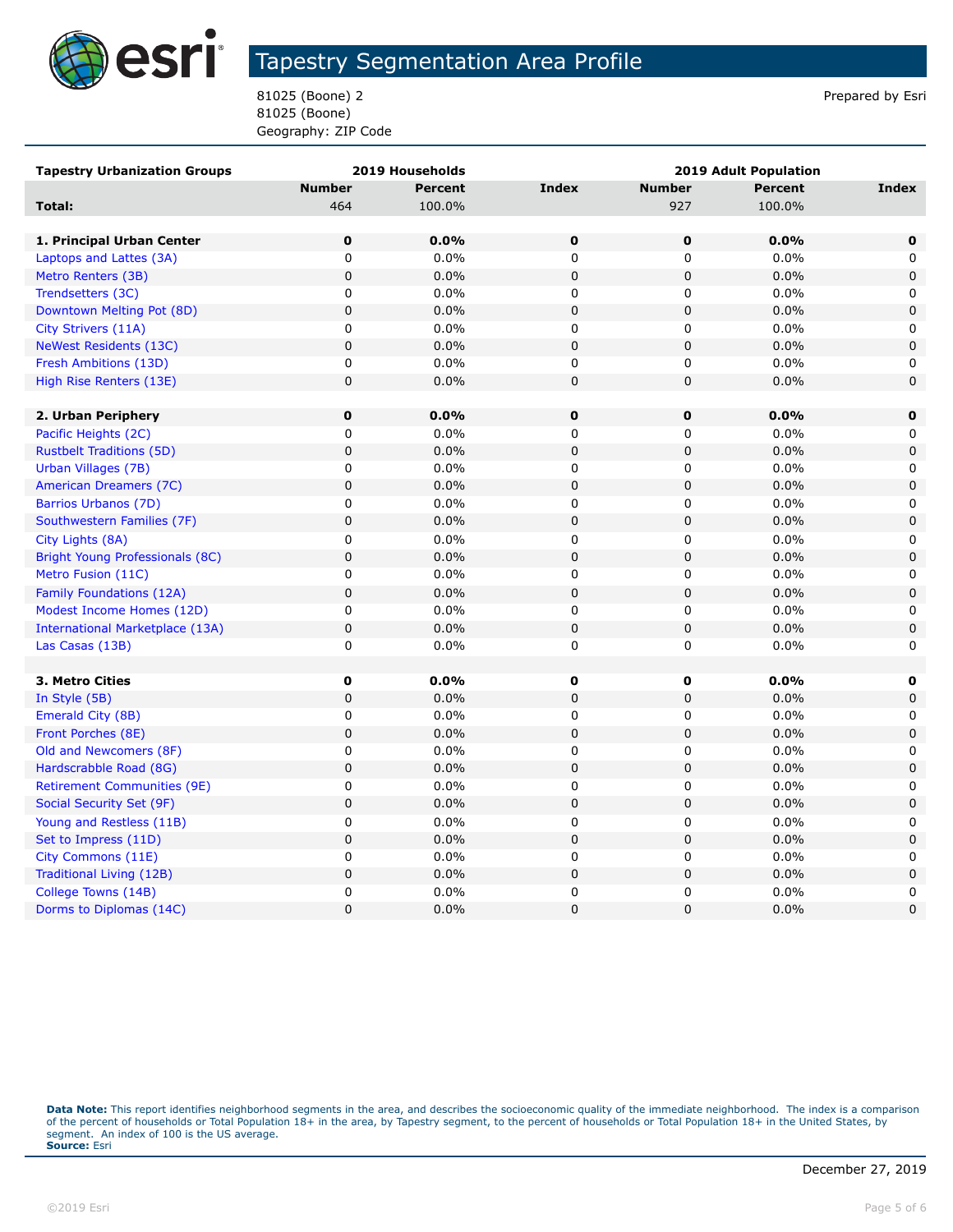# Tapestry Segmentation Area Profile

81025 (Boone) 2
81025 (Boone)
Geography: ZIP Code

Prepared by Esri

| Tapestry Urbanization Groups | 2019 Households | | | 2019 Adult Population | | |
|---|---|---|---|---|---|---|
| | Number | Percent | Index | Number | Percent | Index |
| **Total:** | 464 | 100.0% | | 927 | 100.0% | |
| | | | | | | |
| **1. Principal Urban Center** | **0** | **0.0%** | **0** | **0** | **0.0%** | **0** |
| Laptops and Lattes (3A) | 0 | 0.0% | 0 | 0 | 0.0% | 0 |
| Metro Renters (3B) | 0 | 0.0% | 0 | 0 | 0.0% | 0 |
| Trendsetters (3C) | 0 | 0.0% | 0 | 0 | 0.0% | 0 |
| Downtown Melting Pot (8D) | 0 | 0.0% | 0 | 0 | 0.0% | 0 |
| City Strivers (11A) | 0 | 0.0% | 0 | 0 | 0.0% | 0 |
| NeWest Residents (13C) | 0 | 0.0% | 0 | 0 | 0.0% | 0 |
| Fresh Ambitions (13D) | 0 | 0.0% | 0 | 0 | 0.0% | 0 |
| High Rise Renters (13E) | 0 | 0.0% | 0 | 0 | 0.0% | 0 |
| | | | | | | |
| **2. Urban Periphery** | **0** | **0.0%** | **0** | **0** | **0.0%** | **0** |
| Pacific Heights (2C) | 0 | 0.0% | 0 | 0 | 0.0% | 0 |
| Rustbelt Traditions (5D) | 0 | 0.0% | 0 | 0 | 0.0% | 0 |
| Urban Villages (7B) | 0 | 0.0% | 0 | 0 | 0.0% | 0 |
| American Dreamers (7C) | 0 | 0.0% | 0 | 0 | 0.0% | 0 |
| Barrios Urbanos (7D) | 0 | 0.0% | 0 | 0 | 0.0% | 0 |
| Southwestern Families (7F) | 0 | 0.0% | 0 | 0 | 0.0% | 0 |
| City Lights (8A) | 0 | 0.0% | 0 | 0 | 0.0% | 0 |
| Bright Young Professionals (8C) | 0 | 0.0% | 0 | 0 | 0.0% | 0 |
| Metro Fusion (11C) | 0 | 0.0% | 0 | 0 | 0.0% | 0 |
| Family Foundations (12A) | 0 | 0.0% | 0 | 0 | 0.0% | 0 |
| Modest Income Homes (12D) | 0 | 0.0% | 0 | 0 | 0.0% | 0 |
| International Marketplace (13A) | 0 | 0.0% | 0 | 0 | 0.0% | 0 |
| Las Casas (13B) | 0 | 0.0% | 0 | 0 | 0.0% | 0 |
| | | | | | | |
| **3. Metro Cities** | **0** | **0.0%** | **0** | **0** | **0.0%** | **0** |
| In Style (5B) | 0 | 0.0% | 0 | 0 | 0.0% | 0 |
| Emerald City (8B) | 0 | 0.0% | 0 | 0 | 0.0% | 0 |
| Front Porches (8E) | 0 | 0.0% | 0 | 0 | 0.0% | 0 |
| Old and Newcomers (8F) | 0 | 0.0% | 0 | 0 | 0.0% | 0 |
| Hardscrabble Road (8G) | 0 | 0.0% | 0 | 0 | 0.0% | 0 |
| Retirement Communities (9E) | 0 | 0.0% | 0 | 0 | 0.0% | 0 |
| Social Security Set (9F) | 0 | 0.0% | 0 | 0 | 0.0% | 0 |
| Young and Restless (11B) | 0 | 0.0% | 0 | 0 | 0.0% | 0 |
| Set to Impress (11D) | 0 | 0.0% | 0 | 0 | 0.0% | 0 |
| City Commons (11E) | 0 | 0.0% | 0 | 0 | 0.0% | 0 |
| Traditional Living (12B) | 0 | 0.0% | 0 | 0 | 0.0% | 0 |
| College Towns (14B) | 0 | 0.0% | 0 | 0 | 0.0% | 0 |
| Dorms to Diplomas (14C) | 0 | 0.0% | 0 | 0 | 0.0% | 0 |

**Data Note:** This report identifies neighborhood segments in the area, and describes the socioeconomic quality of the immediate neighborhood. The index is a comparison of the percent of households or Total Population 18+ in the area, by Tapestry segment, to the percent of households or Total Population 18+ in the United States, by segment. An index of 100 is the US average.
**Source:** Esri

December 27, 2019

©2019 Esri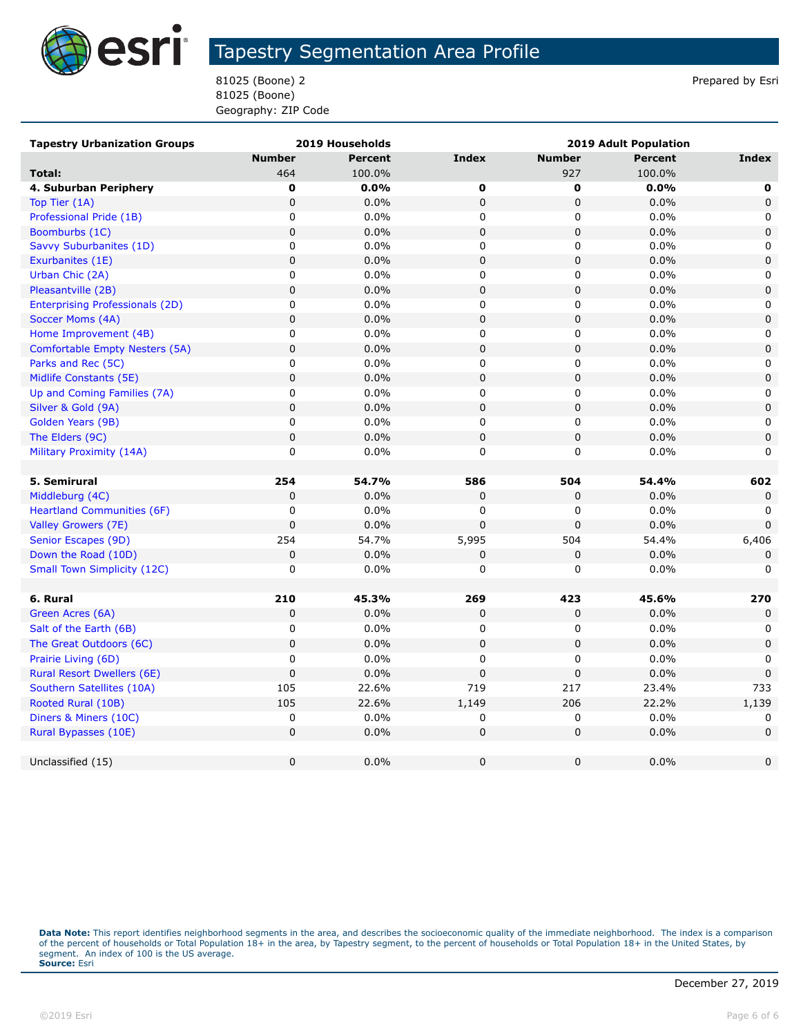# Tapestry Segmentation Area Profile

81025 (Boone) 2
81025 (Boone)
Geography: ZIP Code

Prepared by Esri

| Tapestry Urbanization Groups | 2019 Households | | | 2019 Adult Population | | |
|---|---|---|---|---|---|---|
| | Number | Percent | Index | Number | Percent | Index |
| **Total:** | 464 | 100.0% | | 927 | 100.0% | |
| **4. Suburban Periphery** | **0** | **0.0%** | **0** | **0** | **0.0%** | **0** |
| Top Tier (1A) | 0 | 0.0% | 0 | 0 | 0.0% | 0 |
| Professional Pride (1B) | 0 | 0.0% | 0 | 0 | 0.0% | 0 |
| Boomburbs (1C) | 0 | 0.0% | 0 | 0 | 0.0% | 0 |
| Savvy Suburbanites (1D) | 0 | 0.0% | 0 | 0 | 0.0% | 0 |
| Exurbanites (1E) | 0 | 0.0% | 0 | 0 | 0.0% | 0 |
| Urban Chic (2A) | 0 | 0.0% | 0 | 0 | 0.0% | 0 |
| Pleasantville (2B) | 0 | 0.0% | 0 | 0 | 0.0% | 0 |
| Enterprising Professionals (2D) | 0 | 0.0% | 0 | 0 | 0.0% | 0 |
| Soccer Moms (4A) | 0 | 0.0% | 0 | 0 | 0.0% | 0 |
| Home Improvement (4B) | 0 | 0.0% | 0 | 0 | 0.0% | 0 |
| Comfortable Empty Nesters (5A) | 0 | 0.0% | 0 | 0 | 0.0% | 0 |
| Parks and Rec (5C) | 0 | 0.0% | 0 | 0 | 0.0% | 0 |
| Midlife Constants (5E) | 0 | 0.0% | 0 | 0 | 0.0% | 0 |
| Up and Coming Families (7A) | 0 | 0.0% | 0 | 0 | 0.0% | 0 |
| Silver & Gold (9A) | 0 | 0.0% | 0 | 0 | 0.0% | 0 |
| Golden Years (9B) | 0 | 0.0% | 0 | 0 | 0.0% | 0 |
| The Elders (9C) | 0 | 0.0% | 0 | 0 | 0.0% | 0 |
| Military Proximity (14A) | 0 | 0.0% | 0 | 0 | 0.0% | 0 |
| **5. Semirural** | **254** | **54.7%** | **586** | **504** | **54.4%** | **602** |
| Middleburg (4C) | 0 | 0.0% | 0 | 0 | 0.0% | 0 |
| Heartland Communities (6F) | 0 | 0.0% | 0 | 0 | 0.0% | 0 |
| Valley Growers (7E) | 0 | 0.0% | 0 | 0 | 0.0% | 0 |
| Senior Escapes (9D) | 254 | 54.7% | 5,995 | 504 | 54.4% | 6,406 |
| Down the Road (10D) | 0 | 0.0% | 0 | 0 | 0.0% | 0 |
| Small Town Simplicity (12C) | 0 | 0.0% | 0 | 0 | 0.0% | 0 |
| **6. Rural** | **210** | **45.3%** | **269** | **423** | **45.6%** | **270** |
| Green Acres (6A) | 0 | 0.0% | 0 | 0 | 0.0% | 0 |
| Salt of the Earth (6B) | 0 | 0.0% | 0 | 0 | 0.0% | 0 |
| The Great Outdoors (6C) | 0 | 0.0% | 0 | 0 | 0.0% | 0 |
| Prairie Living (6D) | 0 | 0.0% | 0 | 0 | 0.0% | 0 |
| Rural Resort Dwellers (6E) | 0 | 0.0% | 0 | 0 | 0.0% | 0 |
| Southern Satellites (10A) | 105 | 22.6% | 719 | 217 | 23.4% | 733 |
| Rooted Rural (10B) | 105 | 22.6% | 1,149 | 206 | 22.2% | 1,139 |
| Diners & Miners (10C) | 0 | 0.0% | 0 | 0 | 0.0% | 0 |
| Rural Bypasses (10E) | 0 | 0.0% | 0 | 0 | 0.0% | 0 |
| Unclassified (15) | 0 | 0.0% | 0 | 0 | 0.0% | 0 |

**Data Note:** This report identifies neighborhood segments in the area, and describes the socioeconomic quality of the immediate neighborhood. The index is a comparison of the percent of households or Total Population 18+ in the area, by Tapestry segment, to the percent of households or Total Population 18+ in the United States, by segment. An index of 100 is the US average.
**Source:** Esri

December 27, 2019